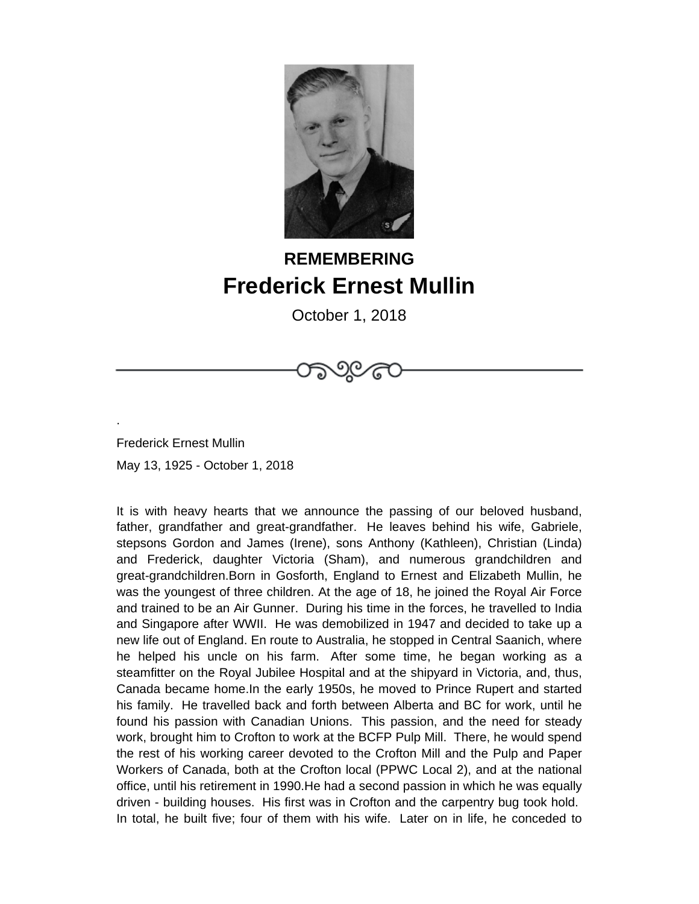**REMEMBERING**

# Frederick Ernest Mullin

October 1, 2018

.

Frederick Ernest Mullin

May 13, 1925 - October 1, 2018

It is with heavy hearts that we announce the passing of our beloved husband, father, grandfather and great-grandfather. He leaves behind his wife, Gabriele, stepsons Gordon and James (Irene), sons Anthony (Kathleen), Christian (Linda) and Frederick, daughter Victoria (Sham), and numerous grandchildren and great-grandchildren.Born in Gosforth, England to Ernest and Elizabeth Mullin, he was the youngest of three children. At the age of 18, he joined the Royal Air Force and trained to be an Air Gunner. During his time in the forces, he travelled to India and Singapore after WWII. He was demobilized in 1947 and decided to take up a new life out of England. En route to Australia, he stopped in Central Saanich, where he helped his uncle on his farm. After some time, he began working as a steamfitter on the Royal Jubilee Hospital and at the shipyard in Victoria, and, thus, Canada became home.In the early 1950s, he moved to Prince Rupert and started his family. He travelled back and forth between Alberta and BC for work, until he found his passion with Canadian Unions. This passion, and the need for steady work, brought him to Crofton to work at the BCFP Pulp Mill. There, he would spend the rest of his working career devoted to the Crofton Mill and the Pulp and Paper Workers of Canada, both at the Crofton local (PPWC Local 2), and at the national office, until his retirement in 1990.He had a second passion in which he was equally driven - building houses. His first was in Crofton and the carpentry bug took hold. In total, he built five; four of them with his wife. Later on in life, he conceded to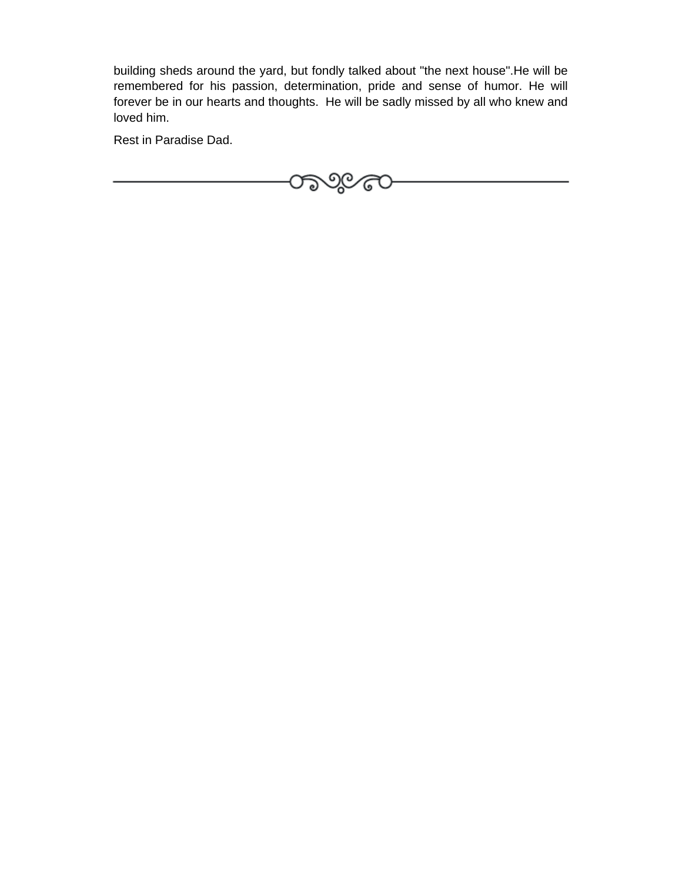building sheds around the yard, but fondly talked about "the next house".He will be remembered for his passion, determination, pride and sense of humor. He will forever be in our hearts and thoughts. He will be sadly missed by all who knew and loved him.

Rest in Paradise Dad.